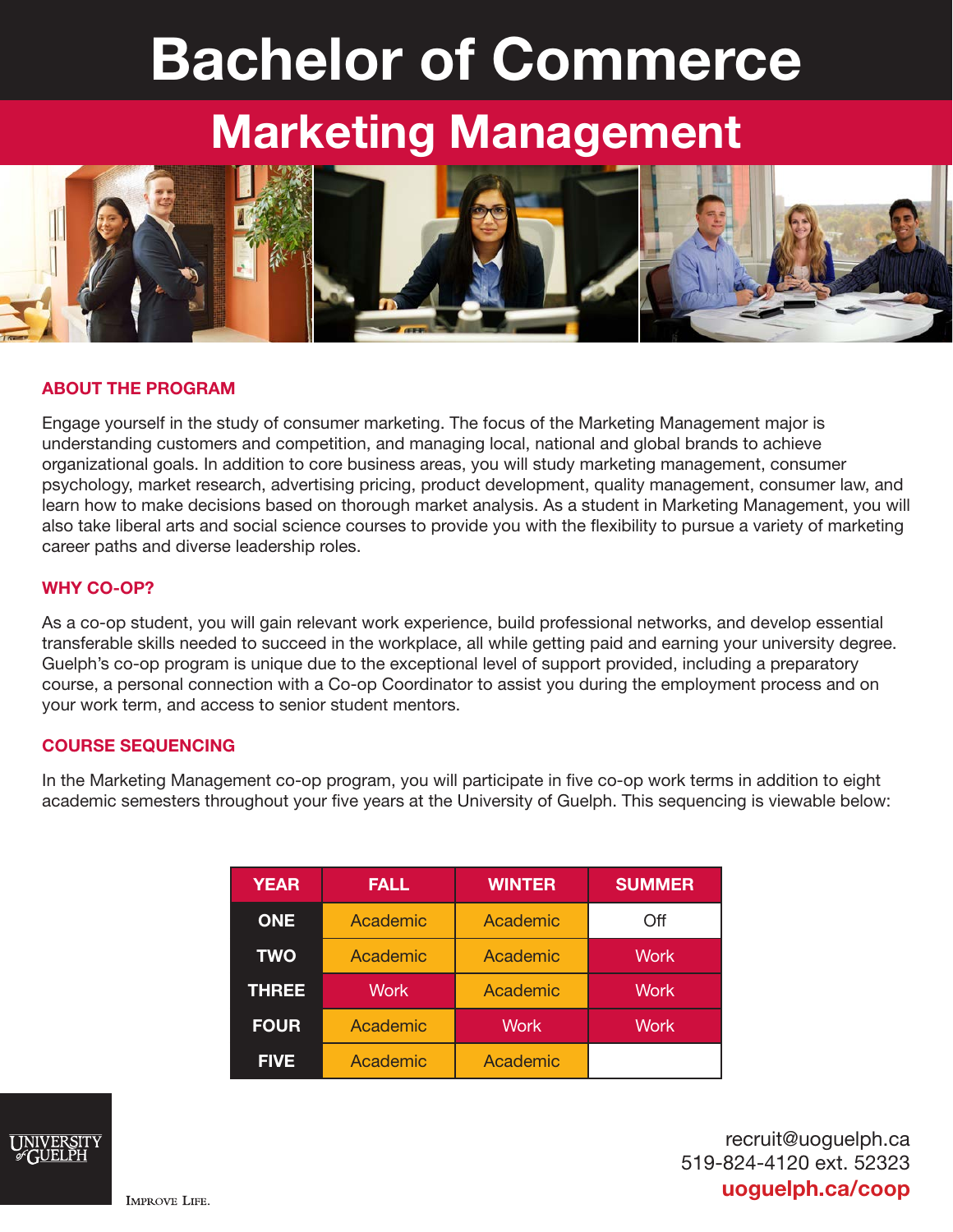# Bachelor of Commerce

## Marketing Management

### ABOUT THE PROGRAM

Engage yourself in the study of consumer marketing. The focus of the Marketing Management major is understanding customers and competition, and managing local, national and global brands to achieve organizational goals. In addition to core business areas, you will study marketing management, consumer psychology, market research, advertising pricing, product development, quality management, consumer law, and learn how to make decisions based on thorough market analysis. As a student in Marketing Management, you will also take liberal arts and social science courses to provide you with the flexibility to pursue a variety of marketing career paths and diverse leadership roles.

### WHY CO-OP?

As a co-op student, you will gain relevant work experience, build professional networks, and develop essential transferable skills needed to succeed in the workplace, all while getting paid and earning your university degree. Guelph's co-op program is unique due to the exceptional level of support provided, including a preparatory course, a personal connection with a Co-op Coordinator to assist you during the employment process and on your work term, and access to senior student mentors.

### COURSE SEQUENCING

In the Marketing Management co-op program, you will participate in five co-op work terms in addition to eight academic semesters throughout your five years at the University of Guelph. This sequencing is viewable below:

| YEAR | FALL | WINTER | SUMMER |
|---|---|---|---|
| ONE | Academic | Academic | Off |
| TWO | Academic | Academic | Work |
| THREE | Work | Academic | Work |
| FOUR | Academic | Work | Work |
| FIVE | Academic | Academic | |

UNIVERSITY of GUELPH

IMPROVE LIFE.

recruit@uoguelph.ca
519-824-4120 ext. 52323
**uoguelph.ca/coop**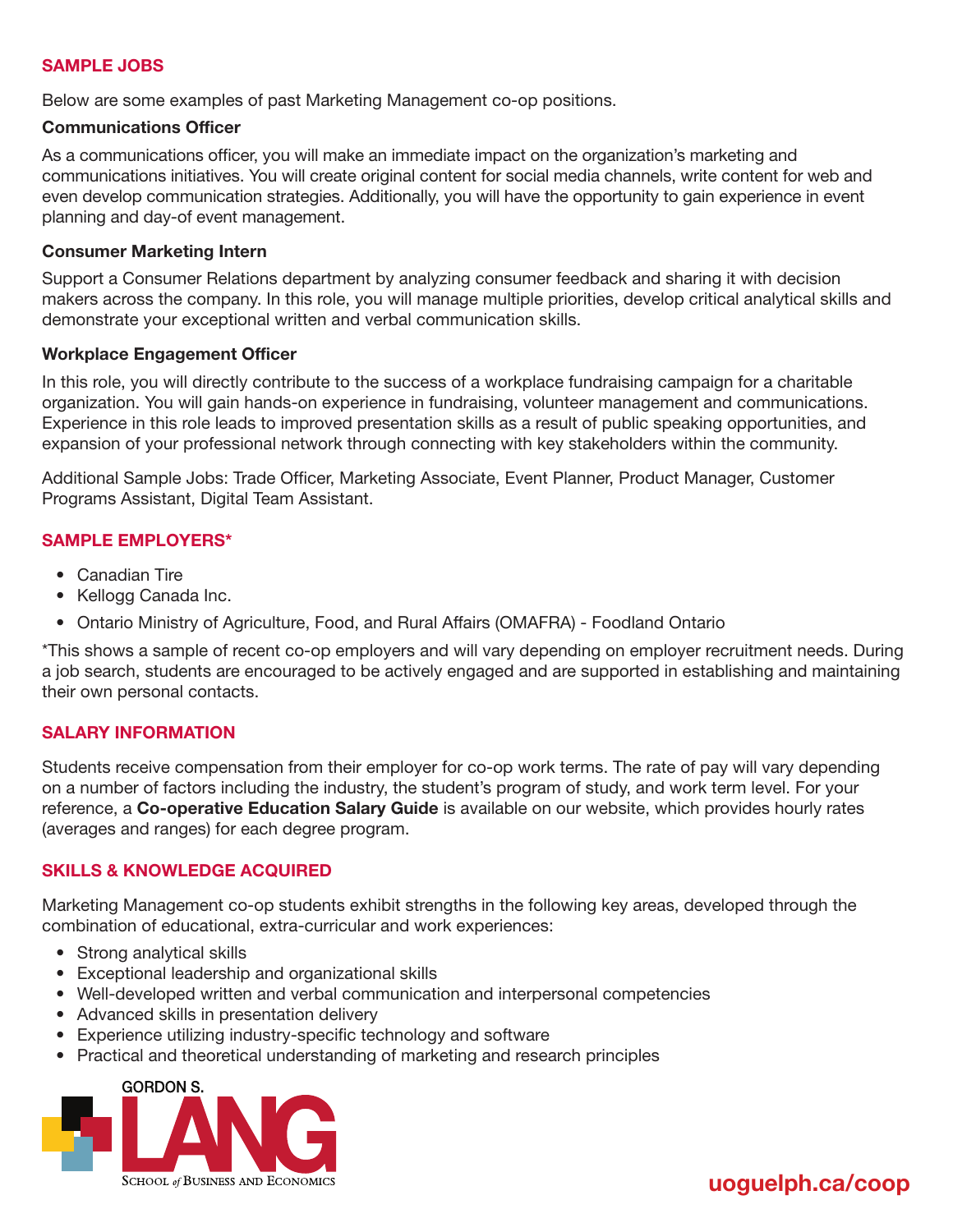## SAMPLE JOBS

Below are some examples of past Marketing Management co-op positions.

**Communications Officer**

As a communications officer, you will make an immediate impact on the organization's marketing and communications initiatives. You will create original content for social media channels, write content for web and even develop communication strategies. Additionally, you will have the opportunity to gain experience in event planning and day-of event management.

**Consumer Marketing Intern**

Support a Consumer Relations department by analyzing consumer feedback and sharing it with decision makers across the company. In this role, you will manage multiple priorities, develop critical analytical skills and demonstrate your exceptional written and verbal communication skills.

**Workplace Engagement Officer**

In this role, you will directly contribute to the success of a workplace fundraising campaign for a charitable organization. You will gain hands-on experience in fundraising, volunteer management and communications. Experience in this role leads to improved presentation skills as a result of public speaking opportunities, and expansion of your professional network through connecting with key stakeholders within the community.

Additional Sample Jobs: Trade Officer, Marketing Associate, Event Planner, Product Manager, Customer Programs Assistant, Digital Team Assistant.

## SAMPLE EMPLOYERS*

- Canadian Tire
- Kellogg Canada Inc.
- Ontario Ministry of Agriculture, Food, and Rural Affairs (OMAFRA) - Foodland Ontario

*This shows a sample of recent co-op employers and will vary depending on employer recruitment needs. During a job search, students are encouraged to be actively engaged and are supported in establishing and maintaining their own personal contacts.

## SALARY INFORMATION

Students receive compensation from their employer for co-op work terms. The rate of pay will vary depending on a number of factors including the industry, the student's program of study, and work term level. For your reference, a **Co-operative Education Salary Guide** is available on our website, which provides hourly rates (averages and ranges) for each degree program.

## SKILLS & KNOWLEDGE ACQUIRED

Marketing Management co-op students exhibit strengths in the following key areas, developed through the combination of educational, extra-curricular and work experiences:

- Strong analytical skills
- Exceptional leadership and organizational skills
- Well-developed written and verbal communication and interpersonal competencies
- Advanced skills in presentation delivery
- Experience utilizing industry-specific technology and software
- Practical and theoretical understanding of marketing and research principles

GORDON S. LANG SCHOOL of BUSINESS AND ECONOMICS

uoguelph.ca/coop